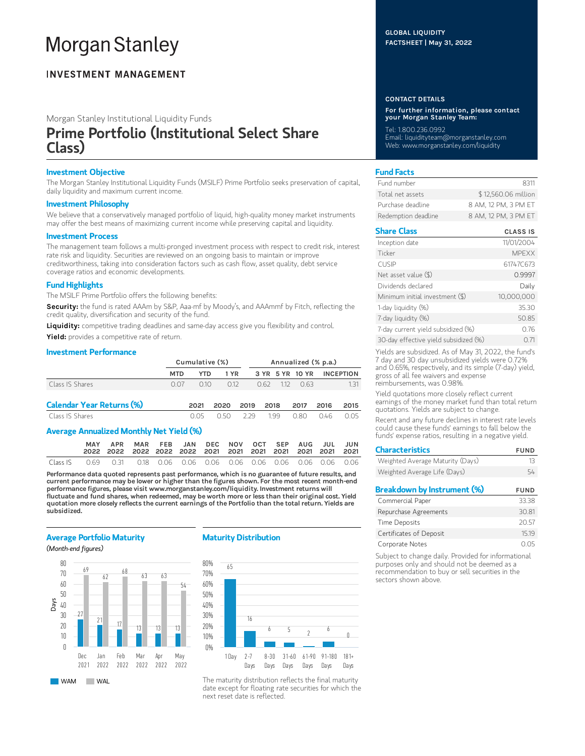# Morgan Stanley

## INVESTMENT MANAGEMENT

GLOBAL LIQUIDITY
FACTSHEET | May 31, 2022

Morgan Stanley Institutional Liquidity Funds

# Prime Portfolio (Institutional Select Share Class)

### Investment Objective

The Morgan Stanley Institutional Liquidity Funds (MSILF) Prime Portfolio seeks preservation of capital, daily liquidity and maximum current income.

### Investment Philosophy

We believe that a conservatively managed portfolio of liquid, high-quality money market instruments may offer the best means of maximizing current income while preserving capital and liquidity.

### Investment Process

The management team follows a multi-pronged investment process with respect to credit risk, interest rate risk and liquidity. Securities are reviewed on an ongoing basis to maintain or improve creditworthiness, taking into consideration factors such as cash flow, asset quality, debt service coverage ratios and economic developments.

### Fund Highlights

The MSILF Prime Portfolio offers the following benefits:

**Security:** the fund is rated AAAm by S&P, Aaa-mf by Moody's, and AAAmmf by Fitch, reflecting the credit quality, diversification and security of the fund.

**Liquidity:** competitive trading deadlines and same-day access give you flexibility and control.

**Yield:** provides a competitive rate of return.

### Investment Performance

| | Cumulative (%) | | | Annualized (% p.a.) | | | |
|---|---|---|---|---|---|---|---|
| | MTD | YTD | 1 YR | 3 YR | 5 YR | 10 YR | INCEPTION |
| Class IS Shares | 0.07 | 0.10 | 0.12 | 0.62 | 1.12 | 0.63 | 1.31 |

### Calendar Year Returns (%)

| | 2021 | 2020 | 2019 | 2018 | 2017 | 2016 | 2015 |
|---|---|---|---|---|---|---|---|
| Class IS Shares | 0.05 | 0.50 | 2.29 | 1.99 | 0.80 | 0.46 | 0.05 |

### Average Annualized Monthly Net Yield (%)

| | MAY 2022 | APR 2022 | MAR 2022 | FEB 2022 | JAN 2022 | DEC 2021 | NOV 2021 | OCT 2021 | SEP 2021 | AUG 2021 | JUL 2021 | JUN 2021 |
|---|---|---|---|---|---|---|---|---|---|---|---|---|
| Class IS | 0.69 | 0.31 | 0.18 | 0.06 | 0.06 | 0.06 | 0.06 | 0.06 | 0.06 | 0.06 | 0.06 | 0.06 |

**Performance data quoted represents past performance, which is no guarantee of future results, and current performance may be lower or higher than the figures shown. For the most recent month-end performance figures, please visit www.morganstanley.com/liquidity. Investment returns will fluctuate and fund shares, when redeemed, may be worth more or less than their original cost. Yield quotation more closely reflects the current earnings of the Portfolio than the total return. Yields are subsidized.**

### Average Portfolio Maturity

*(Month-end figures)*

| Days | Dec 2021 | Jan 2022 | Feb 2022 | Mar 2022 | Apr 2022 | May 2022 |
|---|---|---|---|---|---|---|
| WAM | 27 | 21 | 17 | 13 | 13 | 13 |
| WAL | 69 | 62 | 68 | 63 | 63 | 54 |

### Maturity Distribution

| 1 Day | 2-7 Days | 8-30 Days | 31-60 Days | 61-90 Days | 91-180 Days | 181+ Days |
|---|---|---|---|---|---|---|
| 65 | 16 | 6 | 5 | 2 | 6 | 0 |

The maturity distribution reflects the final maturity date except for floating rate securities for which the next reset date is reflected.

### CONTACT DETAILS

**For further information, please contact your Morgan Stanley Team:**

Tel: 1.800.236.0992
Email: liquidityteam@morganstanley.com
Web: www.morganstanley.com/liquidity

### Fund Facts

| | |
|---|---|
| Fund number | 8311 |
| Total net assets | $ 12,560.06 million |
| Purchase deadline | 8 AM, 12 PM, 3 PM ET |
| Redemption deadline | 8 AM, 12 PM, 3 PM ET |

### Share Class

| | CLASS IS |
|---|---|
| Inception date | 11/01/2004 |
| Ticker | MPEXX |
| CUSIP | 61747C673 |
| Net asset value ($) | 0.9997 |
| Dividends declared | Daily |
| Minimum initial investment ($) | 10,000,000 |
| 1-day liquidity (%) | 35.30 |
| 7-day liquidity (%) | 50.85 |
| 7-day current yield subsidized (%) | 0.76 |
| 30-day effective yield subsidized (%) | 0.71 |

Yields are subsidized. As of May 31, 2022, the fund's 7 day and 30 day unsubsidized yields were 0.72% and 0.65%, respectively, and its simple (7-day) yield, gross of all fee waivers and expense reimbursements, was 0.98%.

Yield quotations more closely reflect current earnings of the money market fund than total return quotations. Yields are subject to change.

Recent and any future declines in interest rate levels could cause these funds' earnings to fall below the funds' expense ratios, resulting in a negative yield.

### Characteristics

| | FUND |
|---|---|
| Weighted Average Maturity (Days) | 13 |
| Weighted Average Life (Days) | 54 |

### Breakdown by Instrument (%)

| | FUND |
|---|---|
| Commercial Paper | 33.38 |
| Repurchase Agreements | 30.81 |
| Time Deposits | 20.57 |
| Certificates of Deposit | 15.19 |
| Corporate Notes | 0.05 |

Subject to change daily. Provided for informational purposes only and should not be deemed as a recommendation to buy or sell securities in the sectors shown above.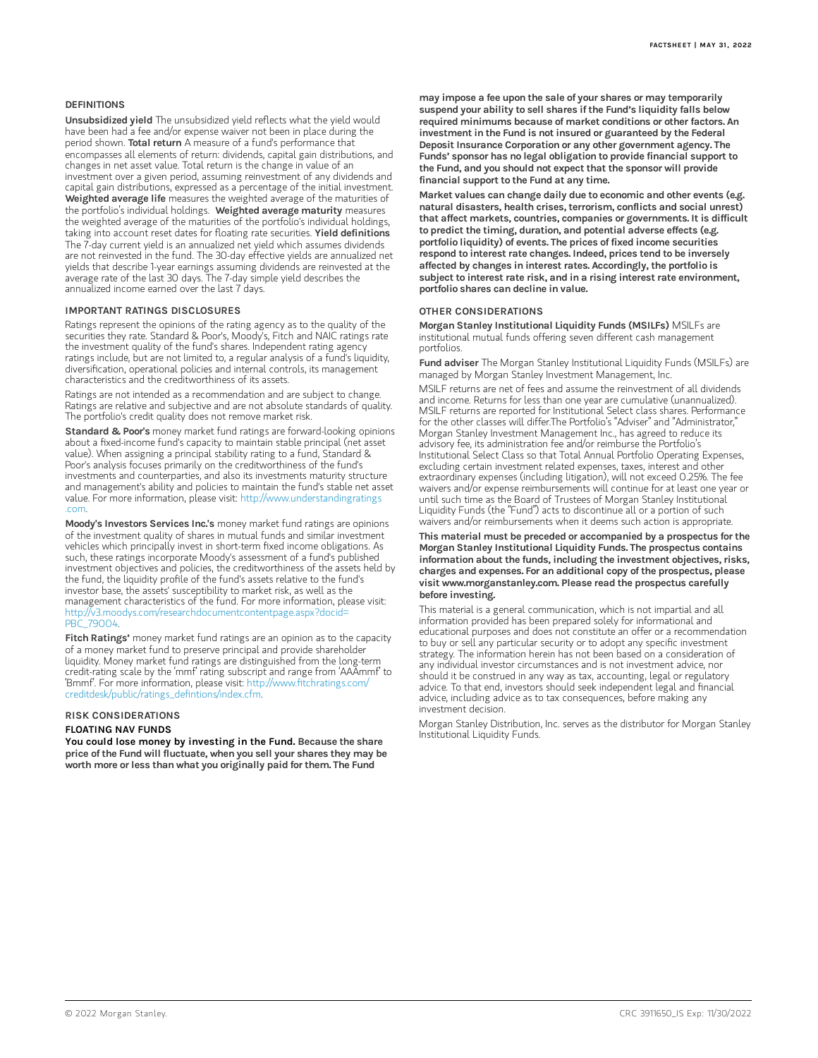## DEFINITIONS

**Unsubsidized yield** The unsubsidized yield reflects what the yield would have been had a fee and/or expense waiver not been in place during the period shown. **Total return** A measure of a fund's performance that encompasses all elements of return: dividends, capital gain distributions, and changes in net asset value. Total return is the change in value of an investment over a given period, assuming reinvestment of any dividends and capital gain distributions, expressed as a percentage of the initial investment. **Weighted average life** measures the weighted average of the maturities of the portfolio's individual holdings. **Weighted average maturity** measures the weighted average of the maturities of the portfolio's individual holdings, taking into account reset dates for floating rate securities. **Yield definitions** The 7-day current yield is an annualized net yield which assumes dividends are not reinvested in the fund. The 30-day effective yields are annualized net yields that describe 1-year earnings assuming dividends are reinvested at the average rate of the last 30 days. The 7-day simple yield describes the annualized income earned over the last 7 days.

## IMPORTANT RATINGS DISCLOSURES

Ratings represent the opinions of the rating agency as to the quality of the securities they rate. Standard & Poor's, Moody's, Fitch and NAIC ratings rate the investment quality of the fund's shares. Independent rating agency ratings include, but are not limited to, a regular analysis of a fund's liquidity, diversification, operational policies and internal controls, its management characteristics and the creditworthiness of its assets.

Ratings are not intended as a recommendation and are subject to change. Ratings are relative and subjective and are not absolute standards of quality. The portfolio's credit quality does not remove market risk.

**Standard & Poor's** money market fund ratings are forward-looking opinions about a fixed-income fund's capacity to maintain stable principal (net asset value). When assigning a principal stability rating to a fund, Standard & Poor's analysis focuses primarily on the creditworthiness of the fund's investments and counterparties, and also its investments maturity structure and management's ability and policies to maintain the fund's stable net asset value. For more information, please visit: http://www.understandingratings.com.

**Moody's Investors Services Inc.'s** money market fund ratings are opinions of the investment quality of shares in mutual funds and similar investment vehicles which principally invest in short-term fixed income obligations. As such, these ratings incorporate Moody's assessment of a fund's published investment objectives and policies, the creditworthiness of the assets held by the fund, the liquidity profile of the fund's assets relative to the fund's investor base, the assets' susceptibility to market risk, as well as the management characteristics of the fund. For more information, please visit: http://v3.moodys.com/researchdocumentcontentpage.aspx?docid=PBC_79004.

**Fitch Ratings'** money market fund ratings are an opinion as to the capacity of a money market fund to preserve principal and provide shareholder liquidity. Money market fund ratings are distinguished from the long-term credit-rating scale by the 'mmf' rating subscript and range from 'AAAmmf' to 'Bmmf'. For more information, please visit: http://www.fitchratings.com/creditdesk/public/ratings_defintions/index.cfm.

## RISK CONSIDERATIONS

### FLOATING NAV FUNDS

**You could lose money by investing in the Fund.** **Because the share price of the Fund will fluctuate, when you sell your shares they may be worth more or less than what you originally paid for them. The Fund may impose a fee upon the sale of your shares or may temporarily suspend your ability to sell shares if the Fund's liquidity falls below required minimums because of market conditions or other factors. An investment in the Fund is not insured or guaranteed by the Federal Deposit Insurance Corporation or any other government agency. The Funds' sponsor has no legal obligation to provide financial support to the Fund, and you should not expect that the sponsor will provide financial support to the Fund at any time.**

**Market values can change daily due to economic and other events (e.g. natural disasters, health crises, terrorism, conflicts and social unrest) that affect markets, countries, companies or governments. It is difficult to predict the timing, duration, and potential adverse effects (e.g. portfolio liquidity) of events. The prices of fixed income securities respond to interest rate changes. Indeed, prices tend to be inversely affected by changes in interest rates. Accordingly, the portfolio is subject to interest rate risk, and in a rising interest rate environment, portfolio shares can decline in value.**

## OTHER CONSIDERATIONS

**Morgan Stanley Institutional Liquidity Funds (MSILFs)** MSILFs are institutional mutual funds offering seven different cash management portfolios.

**Fund adviser** The Morgan Stanley Institutional Liquidity Funds (MSILFs) are managed by Morgan Stanley Investment Management, Inc.

MSILF returns are net of fees and assume the reinvestment of all dividends and income. Returns for less than one year are cumulative (unannualized). MSILF returns are reported for Institutional Select class shares. Performance for the other classes will differ.The Portfolio's "Adviser" and "Administrator," Morgan Stanley Investment Management Inc., has agreed to reduce its advisory fee, its administration fee and/or reimburse the Portfolio's Institutional Select Class so that Total Annual Portfolio Operating Expenses, excluding certain investment related expenses, taxes, interest and other extraordinary expenses (including litigation), will not exceed 0.25%. The fee waivers and/or expense reimbursements will continue for at least one year or until such time as the Board of Trustees of Morgan Stanley Institutional Liquidity Funds (the "Fund") acts to discontinue all or a portion of such waivers and/or reimbursements when it deems such action is appropriate.

**This material must be preceded or accompanied by a prospectus for the Morgan Stanley Institutional Liquidity Funds. The prospectus contains information about the funds, including the investment objectives, risks, charges and expenses. For an additional copy of the prospectus, please visit www.morganstanley.com. Please read the prospectus carefully before investing.**

This material is a general communication, which is not impartial and all information provided has been prepared solely for informational and educational purposes and does not constitute an offer or a recommendation to buy or sell any particular security or to adopt any specific investment strategy. The information herein has not been based on a consideration of any individual investor circumstances and is not investment advice, nor should it be construed in any way as tax, accounting, legal or regulatory advice. To that end, investors should seek independent legal and financial advice, including advice as to tax consequences, before making any investment decision.

Morgan Stanley Distribution, Inc. serves as the distributor for Morgan Stanley Institutional Liquidity Funds.

© 2022 Morgan Stanley.

CRC 3911650_IS Exp: 11/30/2022